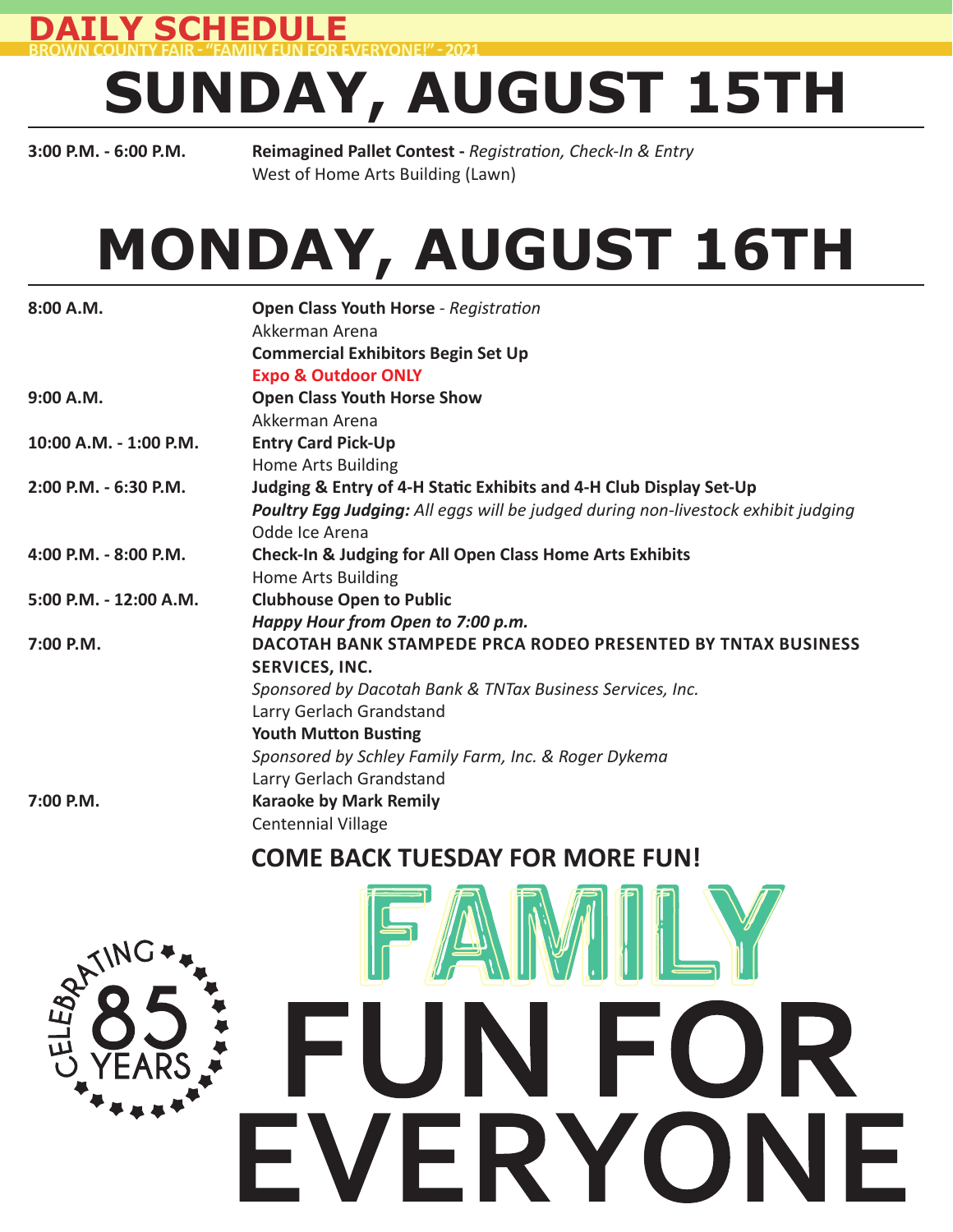DAILY SCHEDULE

BROWN COUNTY FAIR - "FAMILY FUN FOR EVERYONE!" - 2021

# SUNDAY, AUGUST 15TH

| | |
|---|---|
| 3:00 P.M. - 6:00 P.M. | **Reimagined Pallet Contest -** *Registration, Check-In & Entry*<br>West of Home Arts Building (Lawn) |

# MONDAY, AUGUST 16TH

| | |
|---|---|
| 8:00 A.M. | **Open Class Youth Horse** - *Registration*<br>Akkerman Arena<br>**Commercial Exhibitors Begin Set Up**<br>**Expo & Outdoor ONLY** |
| 9:00 A.M. | **Open Class Youth Horse Show**<br>Akkerman Arena |
| 10:00 A.M. - 1:00 P.M. | **Entry Card Pick-Up**<br>Home Arts Building |
| 2:00 P.M. - 6:30 P.M. | **Judging & Entry of 4-H Static Exhibits and 4-H Club Display Set-Up**<br>***Poultry Egg Judging:*** *All eggs will be judged during non-livestock exhibit judging*<br>Odde Ice Arena |
| 4:00 P.M. - 8:00 P.M. | **Check-In & Judging for All Open Class Home Arts Exhibits**<br>Home Arts Building |
| 5:00 P.M. - 12:00 A.M. | **Clubhouse Open to Public**<br>***Happy Hour from Open to 7:00 p.m.*** |
| 7:00 P.M. | **DACOTAH BANK STAMPEDE PRCA RODEO PRESENTED BY TNTAX BUSINESS SERVICES, INC.**<br>*Sponsored by Dacotah Bank & TNTax Business Services, Inc.*<br>Larry Gerlach Grandstand<br>**Youth Mutton Busting**<br>*Sponsored by Schley Family Farm, Inc. & Roger Dykema*<br>Larry Gerlach Grandstand |
| 7:00 P.M. | **Karaoke by Mark Remily**<br>Centennial Village |

**COME BACK TUESDAY FOR MORE FUN!**

CELEBRATING 85 YEARS

FAMILY FUN FOR EVERYONE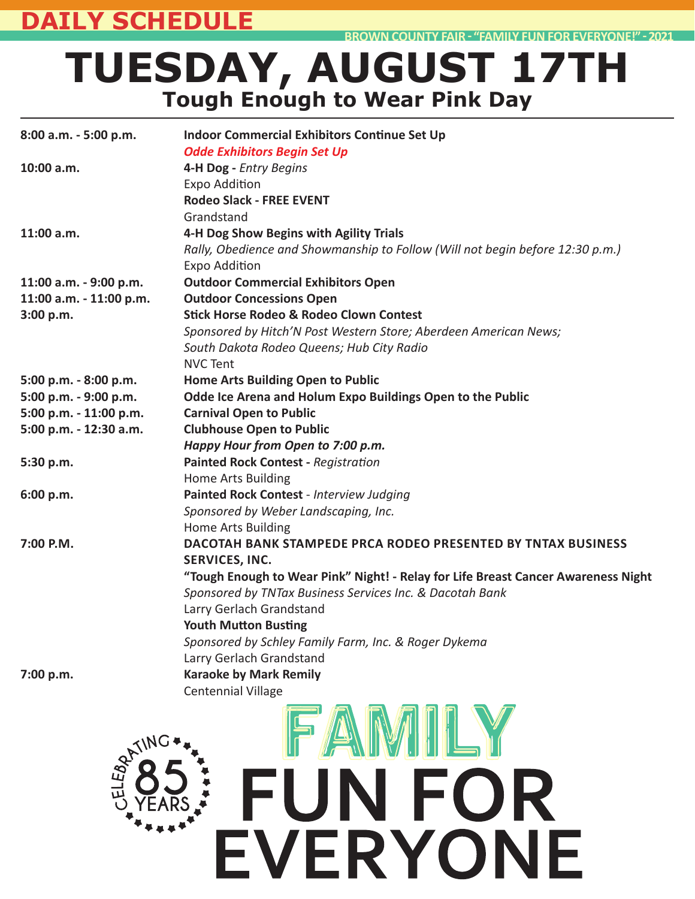# DAILY SCHEDULE

BROWN COUNTY FAIR - "FAMILY FUN FOR EVERYONE!" - 2021

# TUESDAY, AUGUST 17TH

## Tough Enough to Wear Pink Day

| Time | Event |
|---|---|
| **8:00 a.m. - 5:00 p.m.** | **Indoor Commercial Exhibitors Continue Set Up**<br>***Odde Exhibitors Begin Set Up*** |
| **10:00 a.m.** | **4-H Dog -** *Entry Begins*<br>Expo Addition<br>**Rodeo Slack - FREE EVENT**<br>Grandstand |
| **11:00 a.m.** | **4-H Dog Show Begins with Agility Trials**<br>*Rally, Obedience and Showmanship to Follow (Will not begin before 12:30 p.m.)*<br>Expo Addition |
| **11:00 a.m. - 9:00 p.m.** | **Outdoor Commercial Exhibitors Open** |
| **11:00 a.m. - 11:00 p.m.** | **Outdoor Concessions Open** |
| **3:00 p.m.** | **Stick Horse Rodeo & Rodeo Clown Contest**<br>*Sponsored by Hitch'N Post Western Store; Aberdeen American News; South Dakota Rodeo Queens; Hub City Radio*<br>NVC Tent |
| **5:00 p.m. - 8:00 p.m.** | **Home Arts Building Open to Public** |
| **5:00 p.m. - 9:00 p.m.** | **Odde Ice Arena and Holum Expo Buildings Open to the Public** |
| **5:00 p.m. - 11:00 p.m.** | **Carnival Open to Public** |
| **5:00 p.m. - 12:30 a.m.** | **Clubhouse Open to Public**<br>***Happy Hour from Open to 7:00 p.m.*** |
| **5:30 p.m.** | **Painted Rock Contest -** *Registration*<br>Home Arts Building |
| **6:00 p.m.** | **Painted Rock Contest** - *Interview Judging*<br>*Sponsored by Weber Landscaping, Inc.*<br>Home Arts Building |
| **7:00 P.M.** | **DACOTAH BANK STAMPEDE PRCA RODEO PRESENTED BY TNTAX BUSINESS SERVICES, INC.**<br>**"Tough Enough to Wear Pink" Night! - Relay for Life Breast Cancer Awareness Night**<br>*Sponsored by TNTax Business Services Inc. & Dacotah Bank*<br>Larry Gerlach Grandstand<br>**Youth Mutton Busting**<br>*Sponsored by Schley Family Farm, Inc. & Roger Dykema*<br>Larry Gerlach Grandstand |
| **7:00 p.m.** | **Karaoke by Mark Remily**<br>Centennial Village |

CELEBRATING 85 YEARS

FAMILY FUN FOR EVERYONE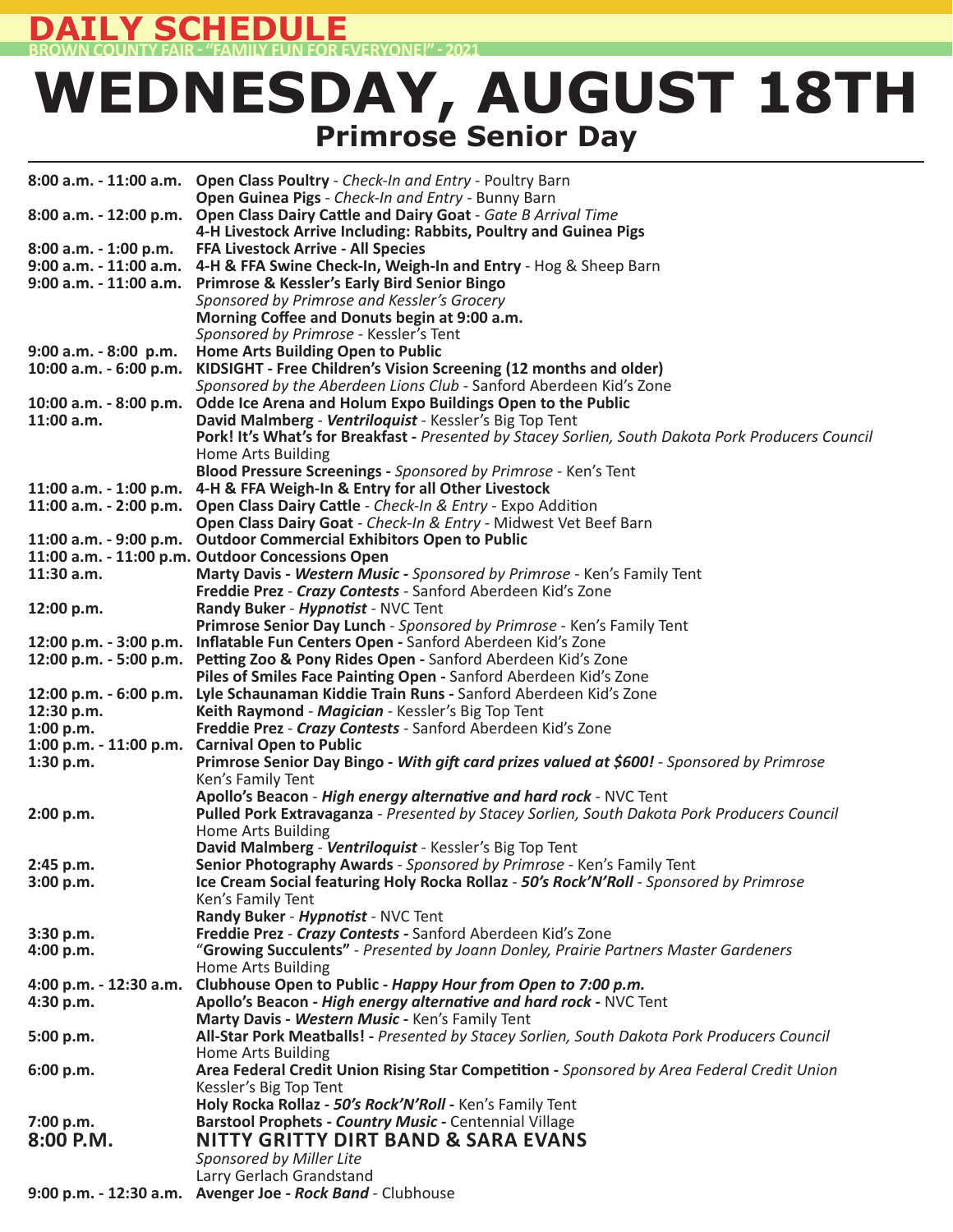# DAILY SCHEDULE

BROWN COUNTY FAIR - "FAMILY FUN FOR EVERYONE!" - 2021

# WEDNESDAY, AUGUST 18TH

## Primrose Senior Day

| Time | Event |
|---|---|
| 8:00 a.m. - 11:00 a.m. | **Open Class Poultry** - *Check-In and Entry* - Poultry Barn |
| | **Open Guinea Pigs** - *Check-In and Entry* - Bunny Barn |
| 8:00 a.m. - 12:00 p.m. | **Open Class Dairy Cattle and Dairy Goat** - *Gate B Arrival Time* |
| | **4-H Livestock Arrive Including: Rabbits, Poultry and Guinea Pigs** |
| 8:00 a.m. - 1:00 p.m. | **FFA Livestock Arrive - All Species** |
| 9:00 a.m. - 11:00 a.m. | **4-H & FFA Swine Check-In, Weigh-In and Entry** - Hog & Sheep Barn |
| 9:00 a.m. - 11:00 a.m. | **Primrose & Kessler's Early Bird Senior Bingo** |
| | *Sponsored by Primrose and Kessler's Grocery* |
| | **Morning Coffee and Donuts begin at 9:00 a.m.** |
| | *Sponsored by Primrose* - Kessler's Tent |
| 9:00 a.m. - 8:00 p.m. | **Home Arts Building Open to Public** |
| 10:00 a.m. - 6:00 p.m. | **KIDSIGHT - Free Children's Vision Screening (12 months and older)** |
| | *Sponsored by the Aberdeen Lions Club* - Sanford Aberdeen Kid's Zone |
| 10:00 a.m. - 8:00 p.m. | **Odde Ice Arena and Holum Expo Buildings Open to the Public** |
| 11:00 a.m. | **David Malmberg** - ***Ventriloquist*** - Kessler's Big Top Tent |
| | **Pork! It's What's for Breakfast -** *Presented by Stacey Sorlien, South Dakota Pork Producers Council* |
| | Home Arts Building |
| | **Blood Pressure Screenings -** *Sponsored by Primrose* - Ken's Tent |
| 11:00 a.m. - 1:00 p.m. | **4-H & FFA Weigh-In & Entry for all Other Livestock** |
| 11:00 a.m. - 2:00 p.m. | **Open Class Dairy Cattle** - *Check-In & Entry* - Expo Addition |
| | **Open Class Dairy Goat** - *Check-In & Entry* - Midwest Vet Beef Barn |
| 11:00 a.m. - 9:00 p.m. | **Outdoor Commercial Exhibitors Open to Public** |
| 11:00 a.m. - 11:00 p.m. | **Outdoor Concessions Open** |
| 11:30 a.m. | **Marty Davis - *Western Music* -** *Sponsored by Primrose* - Ken's Family Tent |
| | **Freddie Prez** - ***Crazy Contests*** - Sanford Aberdeen Kid's Zone |
| 12:00 p.m. | **Randy Buker** - ***Hypnotist*** - NVC Tent |
| | **Primrose Senior Day Lunch** - *Sponsored by Primrose* - Ken's Family Tent |
| 12:00 p.m. - 3:00 p.m. | **Inflatable Fun Centers Open -** Sanford Aberdeen Kid's Zone |
| 12:00 p.m. - 5:00 p.m. | **Petting Zoo & Pony Rides Open -** Sanford Aberdeen Kid's Zone |
| | **Piles of Smiles Face Painting Open -** Sanford Aberdeen Kid's Zone |
| 12:00 p.m. - 6:00 p.m. | **Lyle Schaunaman Kiddie Train Runs -** Sanford Aberdeen Kid's Zone |
| 12:30 p.m. | **Keith Raymond** - ***Magician*** - Kessler's Big Top Tent |
| 1:00 p.m. | **Freddie Prez** - ***Crazy Contests*** - Sanford Aberdeen Kid's Zone |
| 1:00 p.m. - 11:00 p.m. | **Carnival Open to Public** |
| 1:30 p.m. | **Primrose Senior Day Bingo - *With gift card prizes valued at $600!*** - *Sponsored by Primrose* |
| | Ken's Family Tent |
| | **Apollo's Beacon** - ***High energy alternative and hard rock*** - NVC Tent |
| 2:00 p.m. | **Pulled Pork Extravaganza** - *Presented by Stacey Sorlien, South Dakota Pork Producers Council* |
| | Home Arts Building |
| | **David Malmberg** - ***Ventriloquist*** - Kessler's Big Top Tent |
| 2:45 p.m. | **Senior Photography Awards** - *Sponsored by Primrose* - Ken's Family Tent |
| 3:00 p.m. | **Ice Cream Social featuring Holy Rocka Rollaz** - ***50's Rock'N'Roll*** - *Sponsored by Primrose* |
| | Ken's Family Tent |
| | **Randy Buker** - ***Hypnotist*** - NVC Tent |
| 3:30 p.m. | **Freddie Prez** - ***Crazy Contests -*** Sanford Aberdeen Kid's Zone |
| 4:00 p.m. | "**Growing Succulents"** - *Presented by Joann Donley, Prairie Partners Master Gardeners* |
| | Home Arts Building |
| 4:00 p.m. - 12:30 a.m. | **Clubhouse Open to Public - *Happy Hour from Open to 7:00 p.m.*** |
| 4:30 p.m. | **Apollo's Beacon - *High energy alternative and hard rock* -** NVC Tent |
| | **Marty Davis - *Western Music* -** Ken's Family Tent |
| 5:00 p.m. | **All-Star Pork Meatballs! -** *Presented by Stacey Sorlien, South Dakota Pork Producers Council* |
| | Home Arts Building |
| 6:00 p.m. | **Area Federal Credit Union Rising Star Competition -** *Sponsored by Area Federal Credit Union* |
| | Kessler's Big Top Tent |
| | **Holy Rocka Rollaz - *50's Rock'N'Roll* -** Ken's Family Tent |
| 7:00 p.m. | **Barstool Prophets - *Country Music* -** Centennial Village |
| **8:00 P.M.** | **NITTY GRITTY DIRT BAND & SARA EVANS** |
| | *Sponsored by Miller Lite* |
| | Larry Gerlach Grandstand |
| 9:00 p.m. - 12:30 a.m. | **Avenger Joe - *Rock Band*** - Clubhouse |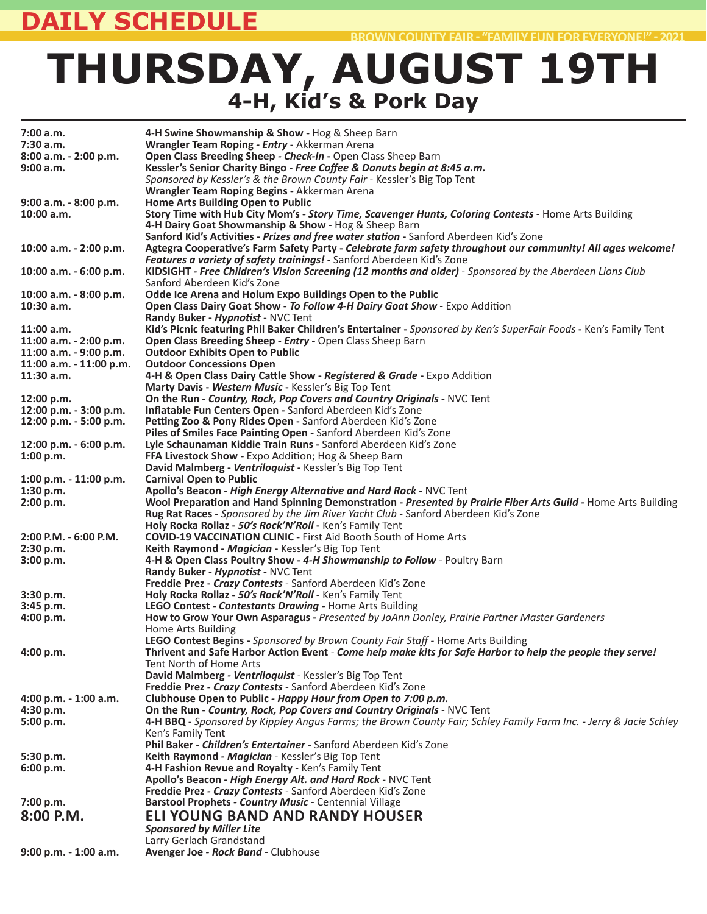# DAILY SCHEDULE

BROWN COUNTY FAIR - "FAMILY FUN FOR EVERYONE!" - 2021

# THURSDAY, AUGUST 19TH

## 4-H, Kid's & Pork Day

| | |
|---|---|
| **7:00 a.m.** | **4-H Swine Showmanship & Show -** Hog & Sheep Barn |
| **7:30 a.m.** | **Wrangler Team Roping -** ***Entry*** - Akkerman Arena |
| **8:00 a.m. - 2:00 p.m.** | **Open Class Breeding Sheep -** ***Check-In*** **-** Open Class Sheep Barn |
| **9:00 a.m.** | **Kessler's Senior Charity Bingo -** ***Free Coffee & Donuts begin at 8:45 a.m.*** *Sponsored by Kessler's & the Brown County Fair* - Kessler's Big Top Tent |
| | **Wrangler Team Roping Begins -** Akkerman Arena |
| **9:00 a.m. - 8:00 p.m.** | **Home Arts Building Open to Public** |
| **10:00 a.m.** | **Story Time with Hub City Mom's -** ***Story Time, Scavenger Hunts, Coloring Contests*** - Home Arts Building |
| | **4-H Dairy Goat Showmanship & Show -** Hog & Sheep Barn |
| | **Sanford Kid's Activities -** ***Prizes and free water station*** **-** Sanford Aberdeen Kid's Zone |
| **10:00 a.m. - 2:00 p.m.** | **Agtegra Cooperative's Farm Safety Party -** ***Celebrate farm safety throughout our community! All ages welcome! Features a variety of safety trainings!*** **-** Sanford Aberdeen Kid's Zone |
| **10:00 a.m. - 6:00 p.m.** | **KIDSIGHT -** ***Free Children's Vision Screening (12 months and older)*** - *Sponsored by the Aberdeen Lions Club* Sanford Aberdeen Kid's Zone |
| **10:00 a.m. - 8:00 p.m.** | **Odde Ice Arena and Holum Expo Buildings Open to the Public** |
| **10:30 a.m.** | **Open Class Dairy Goat Show -** ***To Follow 4-H Dairy Goat Show*** - Expo Addition |
| | **Randy Buker -** ***Hypnotist*** - NVC Tent |
| **11:00 a.m.** | **Kid's Picnic featuring Phil Baker Children's Entertainer -** *Sponsored by Ken's SuperFair Foods* **-** Ken's Family Tent |
| **11:00 a.m. - 2:00 p.m.** | **Open Class Breeding Sheep -** ***Entry*** **-** Open Class Sheep Barn |
| **11:00 a.m. - 9:00 p.m.** | **Outdoor Exhibits Open to Public** |
| **11:00 a.m. - 11:00 p.m.** | **Outdoor Concessions Open** |
| **11:30 a.m.** | **4-H & Open Class Dairy Cattle Show -** ***Registered & Grade*** **-** Expo Addition |
| | **Marty Davis -** ***Western Music*** **-** Kessler's Big Top Tent |
| **12:00 p.m.** | **On the Run -** ***Country, Rock, Pop Covers and Country Originals*** **-** NVC Tent |
| **12:00 p.m. - 3:00 p.m.** | **Inflatable Fun Centers Open -** Sanford Aberdeen Kid's Zone |
| **12:00 p.m. - 5:00 p.m.** | **Petting Zoo & Pony Rides Open -** Sanford Aberdeen Kid's Zone |
| | **Piles of Smiles Face Painting Open -** Sanford Aberdeen Kid's Zone |
| **12:00 p.m. - 6:00 p.m.** | **Lyle Schaunaman Kiddie Train Runs -** Sanford Aberdeen Kid's Zone |
| **1:00 p.m.** | **FFA Livestock Show -** Expo Addition; Hog & Sheep Barn |
| | **David Malmberg -** ***Ventriloquist*** **-** Kessler's Big Top Tent |
| **1:00 p.m. - 11:00 p.m.** | **Carnival Open to Public** |
| **1:30 p.m.** | **Apollo's Beacon -** ***High Energy Alternative and Hard Rock*** **-** NVC Tent |
| **2:00 p.m.** | **Wool Preparation and Hand Spinning Demonstration -** ***Presented by Prairie Fiber Arts Guild*** **-** Home Arts Building |
| | **Rug Rat Races -** *Sponsored by the Jim River Yacht Club* - Sanford Aberdeen Kid's Zone |
| | **Holy Rocka Rollaz -** ***50's Rock'N'Roll*** **-** Ken's Family Tent |
| **2:00 P.M. - 6:00 P.M.** | **COVID-19 VACCINATION CLINIC -** First Aid Booth South of Home Arts |
| **2:30 p.m.** | **Keith Raymond -** ***Magician*** **-** Kessler's Big Top Tent |
| **3:00 p.m.** | **4-H & Open Class Poultry Show -** ***4-H Showmanship to Follow*** - Poultry Barn |
| | **Randy Buker -** ***Hypnotist*** **-** NVC Tent |
| | **Freddie Prez -** ***Crazy Contests*** - Sanford Aberdeen Kid's Zone |
| **3:30 p.m.** | **Holy Rocka Rollaz -** ***50's Rock'N'Roll*** - Ken's Family Tent |
| **3:45 p.m.** | **LEGO Contest -** ***Contestants Drawing*** **-** Home Arts Building |
| **4:00 p.m.** | **How to Grow Your Own Asparagus -** *Presented by JoAnn Donley, Prairie Partner Master Gardeners* Home Arts Building |
| | **LEGO Contest Begins -** *Sponsored by Brown County Fair Staff* - Home Arts Building |
| **4:00 p.m.** | **Thrivent and Safe Harbor Action Event** - ***Come help make kits for Safe Harbor to help the people they serve!*** Tent North of Home Arts |
| | **David Malmberg -** ***Ventriloquist*** **-** Kessler's Big Top Tent |
| | **Freddie Prez -** ***Crazy Contests*** **-** Sanford Aberdeen Kid's Zone |
| **4:00 p.m. - 1:00 a.m.** | **Clubhouse Open to Public -** ***Happy Hour from Open to 7:00 p.m.*** |
| **4:30 p.m.** | **On the Run -** ***Country, Rock, Pop Covers and Country Originals*** **-** NVC Tent |
| **5:00 p.m.** | **4-H BBQ** - *Sponsored by Kippley Angus Farms; the Brown County Fair; Schley Family Farm Inc. - Jerry & Jacie Schley* Ken's Family Tent |
| | **Phil Baker -** ***Children's Entertainer*** - Sanford Aberdeen Kid's Zone |
| **5:30 p.m.** | **Keith Raymond -** ***Magician*** **-** Kessler's Big Top Tent |
| **6:00 p.m.** | **4-H Fashion Revue and Royalty -** Ken's Family Tent |
| | **Apollo's Beacon -** ***High Energy Alt. and Hard Rock*** **-** NVC Tent |
| | **Freddie Prez -** ***Crazy Contests*** **-** Sanford Aberdeen Kid's Zone |
| **7:00 p.m.** | **Barstool Prophets -** ***Country Music*** **-** Centennial Village |
| **8:00 P.M.** | **ELI YOUNG BAND AND RANDY HOUSER** ***Sponsored by Miller Lite*** Larry Gerlach Grandstand |
| **9:00 p.m. - 1:00 a.m.** | **Avenger Joe -** ***Rock Band*** **-** Clubhouse |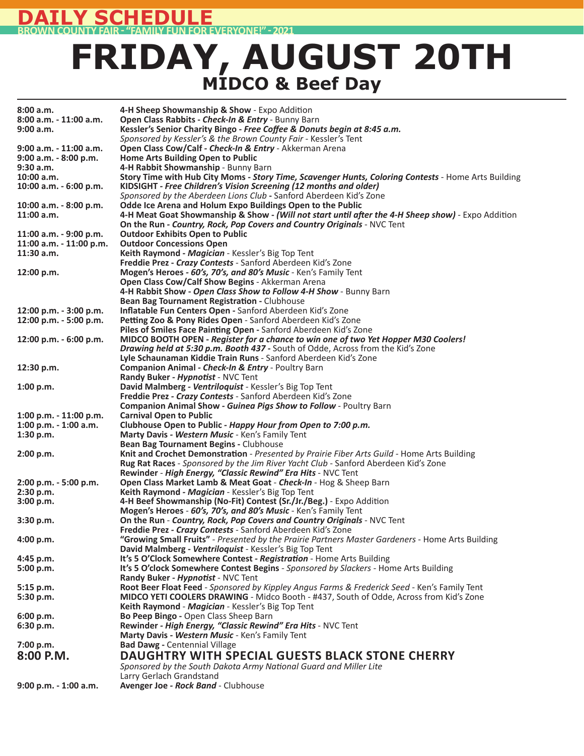# DAILY SCHEDULE

**BROWN COUNTY FAIR - "FAMILY FUN FOR EVERYONE!" - 2021**

# FRIDAY, AUGUST 20TH

## MIDCO & Beef Day

| Time | Event |
|---|---|
| **8:00 a.m.** | **4-H Sheep Showmanship & Show** - Expo Addition |
| **8:00 a.m. - 11:00 a.m.** | **Open Class Rabbits** - ***Check-In & Entry*** - Bunny Barn |
| **9:00 a.m.** | **Kessler's Senior Charity Bingo** - ***Free Coffee & Donuts begin at 8:45 a.m.*** *Sponsored by Kessler's & the Brown County Fair* - Kessler's Tent |
| **9:00 a.m. - 11:00 a.m.** | **Open Class Cow/Calf** - ***Check-In & Entry*** - Akkerman Arena |
| **9:00 a.m. - 8:00 p.m.** | **Home Arts Building Open to Public** |
| **9:30 a.m.** | **4-H Rabbit Showmanship** - Bunny Barn |
| **10:00 a.m.** | **Story Time with Hub City Moms** - ***Story Time, Scavenger Hunts, Coloring Contests*** - Home Arts Building |
| **10:00 a.m. - 6:00 p.m.** | **KIDSIGHT** - ***Free Children's Vision Screening (12 months and older)*** *Sponsored by the Aberdeen Lions Club* - Sanford Aberdeen Kid's Zone |
| **10:00 a.m. - 8:00 p.m.** | **Odde Ice Arena and Holum Expo Buildings Open to the Public** |
| **11:00 a.m.** | **4-H Meat Goat Showmanship & Show** - ***(Will not start until after the 4-H Sheep show)*** - Expo Addition |
| | **On the Run** - ***Country, Rock, Pop Covers and Country Originals*** - NVC Tent |
| **11:00 a.m. - 9:00 p.m.** | **Outdoor Exhibits Open to Public** |
| **11:00 a.m. - 11:00 p.m.** | **Outdoor Concessions Open** |
| **11:30 a.m.** | **Keith Raymond** - ***Magician*** - Kessler's Big Top Tent |
| | **Freddie Prez** - ***Crazy Contests*** - Sanford Aberdeen Kid's Zone |
| **12:00 p.m.** | **Mogen's Heroes** - ***60's, 70's, and 80's Music*** - Ken's Family Tent |
| | **Open Class Cow/Calf Show Begins** - Akkerman Arena |
| | **4-H Rabbit Show** - ***Open Class Show to Follow 4-H Show*** - Bunny Barn |
| | **Bean Bag Tournament Registration** - Clubhouse |
| **12:00 p.m. - 3:00 p.m.** | **Inflatable Fun Centers Open** - Sanford Aberdeen Kid's Zone |
| **12:00 p.m. - 5:00 p.m.** | **Petting Zoo & Pony Rides Open** - Sanford Aberdeen Kid's Zone |
| | **Piles of Smiles Face Painting Open** - Sanford Aberdeen Kid's Zone |
| **12:00 p.m. - 6:00 p.m.** | **MIDCO BOOTH OPEN** - ***Register for a chance to win one of two Yet Hopper M30 Coolers! Drawing held at 5:30 p.m. Booth 437*** - South of Odde, Across from the Kid's Zone |
| | **Lyle Schaunaman Kiddie Train Runs** - Sanford Aberdeen Kid's Zone |
| **12:30 p.m.** | **Companion Animal** - ***Check-In & Entry*** - Poultry Barn |
| | **Randy Buker** - ***Hypnotist*** - NVC Tent |
| **1:00 p.m.** | **David Malmberg** - ***Ventriloquist*** - Kessler's Big Top Tent |
| | **Freddie Prez** - ***Crazy Contests*** - Sanford Aberdeen Kid's Zone |
| | **Companion Animal Show** - ***Guinea Pigs Show to Follow*** - Poultry Barn |
| **1:00 p.m. - 11:00 p.m.** | **Carnival Open to Public** |
| **1:00 p.m. - 1:00 a.m.** | **Clubhouse Open to Public** - ***Happy Hour from Open to 7:00 p.m.*** |
| **1:30 p.m.** | **Marty Davis** - ***Western Music*** - Ken's Family Tent |
| | **Bean Bag Tournament Begins** - Clubhouse |
| **2:00 p.m.** | **Knit and Crochet Demonstration** - *Presented by Prairie Fiber Arts Guild* - Home Arts Building |
| | **Rug Rat Races** - *Sponsored by the Jim River Yacht Club* - Sanford Aberdeen Kid's Zone |
| | **Rewinder** - ***High Energy, "Classic Rewind" Era Hits*** - NVC Tent |
| **2:00 p.m. - 5:00 p.m.** | **Open Class Market Lamb & Meat Goat** - ***Check-In*** - Hog & Sheep Barn |
| **2:30 p.m.** | **Keith Raymond** - ***Magician*** - Kessler's Big Top Tent |
| **3:00 p.m.** | **4-H Beef Showmanship (No-Fit) Contest (Sr./Jr./Beg.)** - Expo Addition |
| | **Mogen's Heroes** - ***60's, 70's, and 80's Music*** - Ken's Family Tent |
| **3:30 p.m.** | **On the Run** - ***Country, Rock, Pop Covers and Country Originals*** - NVC Tent |
| | **Freddie Prez** - ***Crazy Contests*** - Sanford Aberdeen Kid's Zone |
| **4:00 p.m.** | **"Growing Small Fruits"** - *Presented by the Prairie Partners Master Gardeners* - Home Arts Building |
| | **David Malmberg** - ***Ventriloquist*** - Kessler's Big Top Tent |
| **4:45 p.m.** | **It's 5 O'Clock Somewhere Contest** - ***Registration*** - Home Arts Building |
| **5:00 p.m.** | **It's 5 O'clock Somewhere Contest Begins** - *Sponsored by Slackers* - Home Arts Building |
| | **Randy Buker** - ***Hypnotist*** - NVC Tent |
| **5:15 p.m.** | **Root Beer Float Feed** - *Sponsored by Kippley Angus Farms & Frederick Seed* - Ken's Family Tent |
| **5:30 p.m.** | **MIDCO YETI COOLERS DRAWING** - Midco Booth - #437, South of Odde, Across from Kid's Zone |
| | **Keith Raymond** - ***Magician*** - Kessler's Big Top Tent |
| **6:00 p.m.** | **Bo Peep Bingo** - Open Class Sheep Barn |
| **6:30 p.m.** | **Rewinder** - ***High Energy, "Classic Rewind" Era Hits*** - NVC Tent |
| | **Marty Davis** - ***Western Music*** - Ken's Family Tent |
| **7:00 p.m.** | **Bad Dawg** - Centennial Village |
| **8:00 P.M.** | **DAUGHTRY WITH SPECIAL GUESTS BLACK STONE CHERRY** *Sponsored by the South Dakota Army National Guard and Miller Lite* Larry Gerlach Grandstand |
| **9:00 p.m. - 1:00 a.m.** | **Avenger Joe** - ***Rock Band*** - Clubhouse |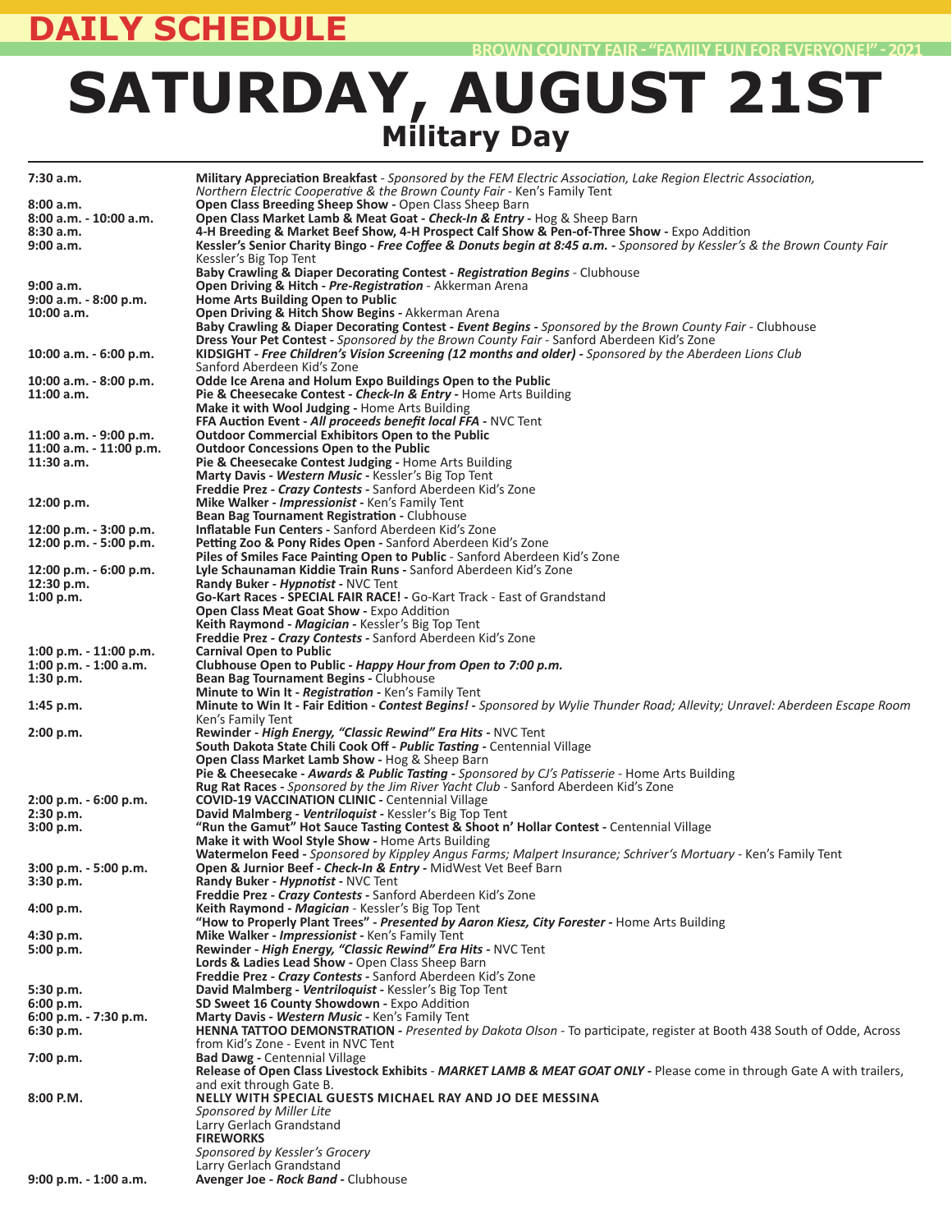# DAILY SCHEDULE

BROWN COUNTY FAIR - "FAMILY FUN FOR EVERYONE!" - 2021

# SATURDAY, AUGUST 21ST

## Military Day

| Time | Event |
|---|---|
| **7:30 a.m.** | **Military Appreciation Breakfast** - *Sponsored by the FEM Electric Association, Lake Region Electric Association, Northern Electric Cooperative & the Brown County Fair* - Ken's Family Tent |
| **8:00 a.m.** | **Open Class Breeding Sheep Show -** Open Class Sheep Barn |
| **8:00 a.m. - 10:00 a.m.** | **Open Class Market Lamb & Meat Goat - *Check-In & Entry* -** Hog & Sheep Barn |
| **8:30 a.m.** | **4-H Breeding & Market Beef Show, 4-H Prospect Calf Show & Pen-of-Three Show -** Expo Addition |
| **9:00 a.m.** | **Kessler's Senior Charity Bingo - *Free Coffee & Donuts begin at 8:45 a.m.* -** *Sponsored by Kessler's & the Brown County Fair* Kessler's Big Top Tent |
| | **Baby Crawling & Diaper Decorating Contest - *Registration Begins*** - Clubhouse |
| **9:00 a.m.** | **Open Driving & Hitch - *Pre-Registration*** - Akkerman Arena |
| **9:00 a.m. - 8:00 p.m.** | **Home Arts Building Open to Public** |
| **10:00 a.m.** | **Open Driving & Hitch Show Begins -** Akkerman Arena |
| | **Baby Crawling & Diaper Decorating Contest - *Event Begins* -** *Sponsored by the Brown County Fair* - Clubhouse |
| | **Dress Your Pet Contest -** *Sponsored by the Brown County Fair* - Sanford Aberdeen Kid's Zone |
| **10:00 a.m. - 6:00 p.m.** | **KIDSIGHT - *Free Children's Vision Screening (12 months and older)* -** *Sponsored by the Aberdeen Lions Club* Sanford Aberdeen Kid's Zone |
| **10:00 a.m. - 8:00 p.m.** | **Odde Ice Arena and Holum Expo Buildings Open to the Public** |
| **11:00 a.m.** | **Pie & Cheesecake Contest - *Check-In & Entry* -** Home Arts Building |
| | **Make it with Wool Judging -** Home Arts Building |
| | **FFA Auction Event - *All proceeds benefit local FFA* -** NVC Tent |
| **11:00 a.m. - 9:00 p.m.** | **Outdoor Commercial Exhibitors Open to the Public** |
| **11:00 a.m. - 11:00 p.m.** | **Outdoor Concessions Open to the Public** |
| **11:30 a.m.** | **Pie & Cheesecake Contest Judging -** Home Arts Building |
| | **Marty Davis - *Western Music* -** Kessler's Big Top Tent |
| | **Freddie Prez - *Crazy Contests* -** Sanford Aberdeen Kid's Zone |
| **12:00 p.m.** | **Mike Walker - *Impressionist* -** Ken's Family Tent |
| | **Bean Bag Tournament Registration -** Clubhouse |
| **12:00 p.m. - 3:00 p.m.** | **Inflatable Fun Centers -** Sanford Aberdeen Kid's Zone |
| **12:00 p.m. - 5:00 p.m.** | **Petting Zoo & Pony Rides Open -** Sanford Aberdeen Kid's Zone |
| | **Piles of Smiles Face Painting Open to Public** - Sanford Aberdeen Kid's Zone |
| **12:00 p.m. - 6:00 p.m.** | **Lyle Schaunaman Kiddie Train Runs -** Sanford Aberdeen Kid's Zone |
| **12:30 p.m.** | **Randy Buker - *Hypnotist* -** NVC Tent |
| **1:00 p.m.** | **Go-Kart Races - SPECIAL FAIR RACE! -** Go-Kart Track - East of Grandstand |
| | **Open Class Meat Goat Show -** Expo Addition |
| | **Keith Raymond - *Magician* -** Kessler's Big Top Tent |
| | **Freddie Prez - *Crazy Contests* -** Sanford Aberdeen Kid's Zone |
| **1:00 p.m. - 11:00 p.m.** | **Carnival Open to Public** |
| **1:00 p.m. - 1:00 a.m.** | **Clubhouse Open to Public - *Happy Hour from Open to 7:00 p.m.*** |
| **1:30 p.m.** | **Bean Bag Tournament Begins -** Clubhouse |
| | **Minute to Win It - *Registration* -** Ken's Family Tent |
| **1:45 p.m.** | **Minute to Win It - Fair Edition - *Contest Begins!* -** *Sponsored by Wylie Thunder Road; Allevity; Unravel: Aberdeen Escape Room* Ken's Family Tent |
| **2:00 p.m.** | **Rewinder - *High Energy, "Classic Rewind" Era Hits* -** NVC Tent |
| | **South Dakota State Chili Cook Off - *Public Tasting* -** Centennial Village |
| | **Open Class Market Lamb Show -** Hog & Sheep Barn |
| | **Pie & Cheesecake - *Awards & Public Tasting* -** *Sponsored by CJ's Patisserie* - Home Arts Building |
| | **Rug Rat Races -** *Sponsored by the Jim River Yacht Club* - Sanford Aberdeen Kid's Zone |
| **2:00 p.m. - 6:00 p.m.** | **COVID-19 VACCINATION CLINIC -** Centennial Village |
| **2:30 p.m.** | **David Malmberg - *Ventriloquist* -** Kessler's Big Top Tent |
| **3:00 p.m.** | **"Run the Gamut" Hot Sauce Tasting Contest & Shoot n' Hollar Contest -** Centennial Village |
| | **Make it with Wool Style Show -** Home Arts Building |
| | **Watermelon Feed -** *Sponsored by Kippley Angus Farms; Malpert Insurance; Schriver's Mortuary* - Ken's Family Tent |
| **3:00 p.m. - 5:00 p.m.** | **Open & Jurnior Beef - *Check-In & Entry* -** MidWest Vet Beef Barn |
| **3:30 p.m.** | **Randy Buker - *Hypnotist* -** NVC Tent |
| | **Freddie Prez - *Crazy Contests* -** Sanford Aberdeen Kid's Zone |
| **4:00 p.m.** | **Keith Raymond - *Magician*** - Kessler's Big Top Tent |
| | **"How to Properly Plant Trees" - *Presented by Aaron Kiesz, City Forester* -** Home Arts Building |
| **4:30 p.m.** | **Mike Walker - *Impressionist* -** Ken's Family Tent |
| **5:00 p.m.** | **Rewinder - *High Energy, "Classic Rewind" Era Hits* -** NVC Tent |
| | **Lords & Ladies Lead Show -** Open Class Sheep Barn |
| | **Freddie Prez - *Crazy Contests* -** Sanford Aberdeen Kid's Zone |
| **5:30 p.m.** | **David Malmberg - *Ventriloquist* -** Kessler's Big Top Tent |
| **6:00 p.m.** | **SD Sweet 16 County Showdown -** Expo Addition |
| **6:00 p.m. - 7:30 p.m.** | **Marty Davis - *Western Music* -** Ken's Family Tent |
| **6:30 p.m.** | **HENNA TATTOO DEMONSTRATION -** *Presented by Dakota Olson* - To participate, register at Booth 438 South of Odde, Across from Kid's Zone - Event in NVC Tent |
| **7:00 p.m.** | **Bad Dawg -** Centennial Village |
| | **Release of Open Class Livestock Exhibits** - ***MARKET LAMB & MEAT GOAT ONLY* -** Please come in through Gate A with trailers, and exit through Gate B. |
| **8:00 P.M.** | **NELLY WITH SPECIAL GUESTS MICHAEL RAY AND JO DEE MESSINA** *Sponsored by Miller Lite* Larry Gerlach Grandstand |
| | **FIREWORKS** *Sponsored by Kessler's Grocery* Larry Gerlach Grandstand |
| **9:00 p.m. - 1:00 a.m.** | **Avenger Joe - *Rock Band* -** Clubhouse |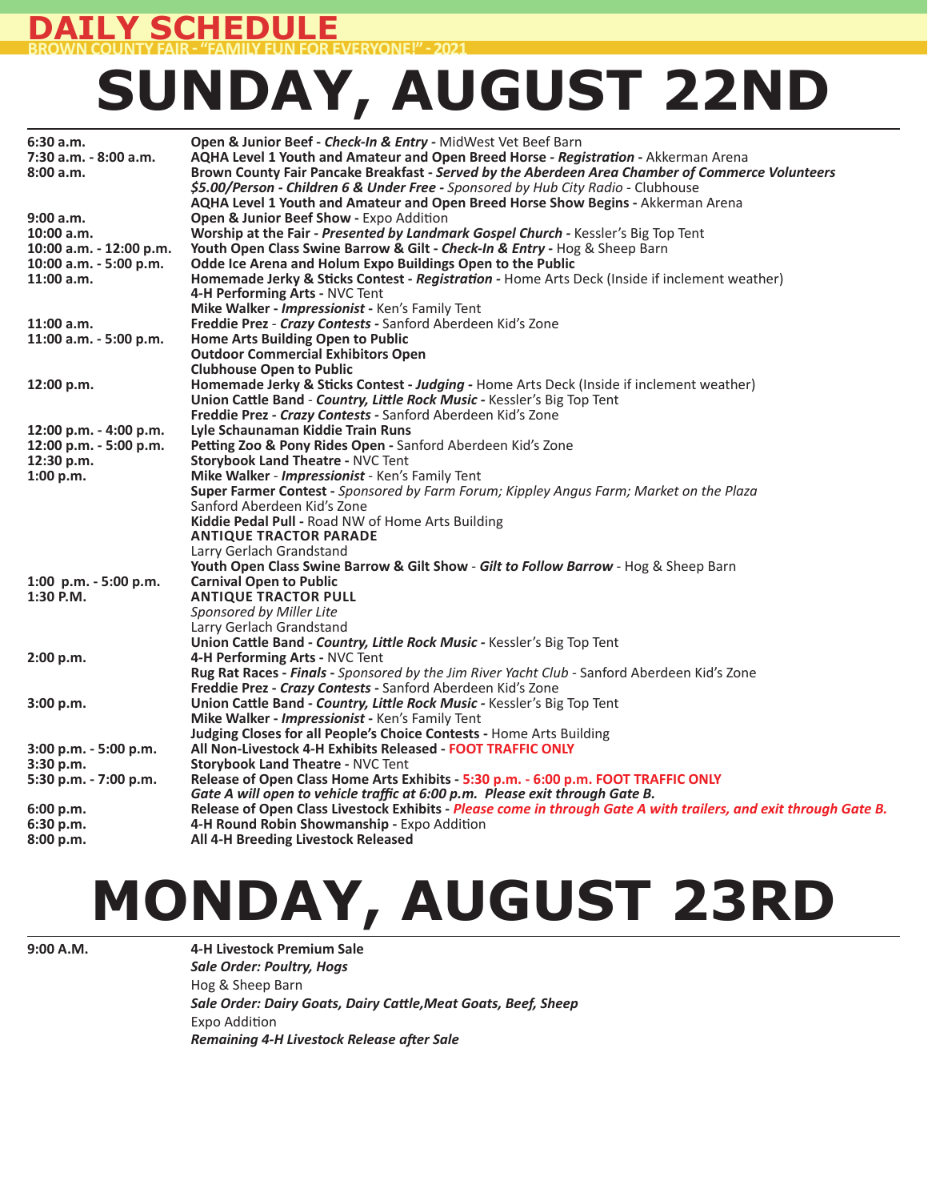# DAILY SCHEDULE

**BROWN COUNTY FAIR - "FAMILY FUN FOR EVERYONE!" - 2021**

# SUNDAY, AUGUST 22ND

| | |
|---|---|
| **6:30 a.m.** | **Open & Junior Beef - *Check-In & Entry* -** MidWest Vet Beef Barn |
| **7:30 a.m. - 8:00 a.m.** | **AQHA Level 1 Youth and Amateur and Open Breed Horse - *Registration* -** Akkerman Arena |
| **8:00 a.m.** | **Brown County Fair Pancake Breakfast - *Served by the Aberdeen Area Chamber of Commerce Volunteers*** <br> ***$5.00/Person - Children 6 & Under Free -*** *Sponsored by Hub City Radio* - Clubhouse <br> **AQHA Level 1 Youth and Amateur and Open Breed Horse Show Begins -** Akkerman Arena |
| **9:00 a.m.** | **Open & Junior Beef Show -** Expo Addition |
| **10:00 a.m.** | **Worship at the Fair - *Presented by Landmark Gospel Church* -** Kessler's Big Top Tent |
| **10:00 a.m. - 12:00 p.m.** | **Youth Open Class Swine Barrow & Gilt - *Check-In & Entry* -** Hog & Sheep Barn |
| **10:00 a.m. - 5:00 p.m.** | **Odde Ice Arena and Holum Expo Buildings Open to the Public** |
| **11:00 a.m.** | **Homemade Jerky & Sticks Contest - *Registration* -** Home Arts Deck (Inside if inclement weather) <br> **4-H Performing Arts -** NVC Tent <br> **Mike Walker - *Impressionist* -** Ken's Family Tent |
| **11:00 a.m.** | **Freddie Prez** - ***Crazy Contests* -** Sanford Aberdeen Kid's Zone |
| **11:00 a.m. - 5:00 p.m.** | **Home Arts Building Open to Public** <br> **Outdoor Commercial Exhibitors Open** <br> **Clubhouse Open to Public** |
| **12:00 p.m.** | **Homemade Jerky & Sticks Contest - *Judging* -** Home Arts Deck (Inside if inclement weather) <br> **Union Cattle Band** - ***Country, Little Rock Music* -** Kessler's Big Top Tent <br> **Freddie Prez - *Crazy Contests* -** Sanford Aberdeen Kid's Zone |
| **12:00 p.m. - 4:00 p.m.** | **Lyle Schaunaman Kiddie Train Runs** |
| **12:00 p.m. - 5:00 p.m.** | **Petting Zoo & Pony Rides Open -** Sanford Aberdeen Kid's Zone |
| **12:30 p.m.** | **Storybook Land Theatre -** NVC Tent |
| **1:00 p.m.** | **Mike Walker** - ***Impressionist*** - Ken's Family Tent <br> **Super Farmer Contest -** *Sponsored by Farm Forum; Kippley Angus Farm; Market on the Plaza* <br> Sanford Aberdeen Kid's Zone <br> **Kiddie Pedal Pull -** Road NW of Home Arts Building <br> **ANTIQUE TRACTOR PARADE** <br> Larry Gerlach Grandstand <br> **Youth Open Class Swine Barrow & Gilt Show** - ***Gilt to Follow Barrow*** - Hog & Sheep Barn |
| **1:00 p.m. - 5:00 p.m.** | **Carnival Open to Public** |
| **1:30 P.M.** | **ANTIQUE TRACTOR PULL** <br> *Sponsored by Miller Lite* <br> Larry Gerlach Grandstand <br> **Union Cattle Band - *Country, Little Rock Music* -** Kessler's Big Top Tent |
| **2:00 p.m.** | **4-H Performing Arts -** NVC Tent <br> **Rug Rat Races - *Finals* -** *Sponsored by the Jim River Yacht Club* - Sanford Aberdeen Kid's Zone <br> **Freddie Prez - *Crazy Contests* -** Sanford Aberdeen Kid's Zone |
| **3:00 p.m.** | **Union Cattle Band - *Country, Little Rock Music* -** Kessler's Big Top Tent <br> **Mike Walker - *Impressionist* -** Ken's Family Tent <br> **Judging Closes for all People's Choice Contests -** Home Arts Building |
| **3:00 p.m. - 5:00 p.m.** | **All Non-Livestock 4-H Exhibits Released - FOOT TRAFFIC ONLY** |
| **3:30 p.m.** | **Storybook Land Theatre -** NVC Tent |
| **5:30 p.m. - 7:00 p.m.** | **Release of Open Class Home Arts Exhibits - 5:30 p.m. - 6:00 p.m. FOOT TRAFFIC ONLY** <br> ***Gate A will open to vehicle traffic at 6:00 p.m. Please exit through Gate B.*** |
| **6:00 p.m.** | **Release of Open Class Livestock Exhibits - *Please come in through Gate A with trailers, and exit through Gate B.*** |
| **6:30 p.m.** | **4-H Round Robin Showmanship -** Expo Addition |
| **8:00 p.m.** | **All 4-H Breeding Livestock Released** |

# MONDAY, AUGUST 23RD

| | |
|---|---|
| **9:00 A.M.** | **4-H Livestock Premium Sale** <br> ***Sale Order: Poultry, Hogs*** <br> Hog & Sheep Barn <br> ***Sale Order: Dairy Goats, Dairy Cattle,Meat Goats, Beef, Sheep*** <br> Expo Addition <br> ***Remaining 4-H Livestock Release after Sale*** |